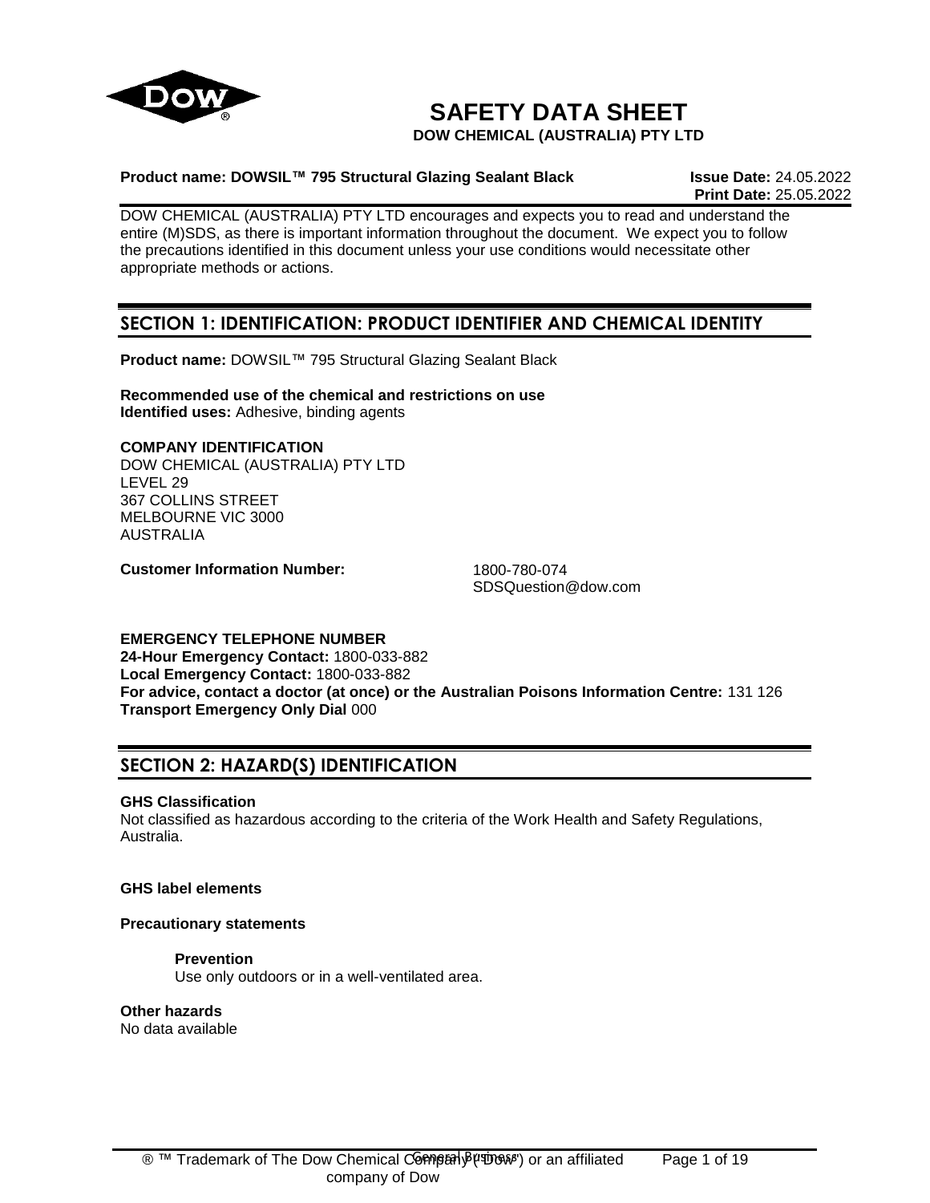# SAFETY DATA SHEET

**DOW CHEMICAL (AUSTRALIA) PTY LTD**

**Product name: DOWSIL™ 795 Structural Glazing Sealant Black** **Issue Date:** 24.05.2022
**Print Date:** 25.05.2022

DOW CHEMICAL (AUSTRALIA) PTY LTD encourages and expects you to read and understand the entire (M)SDS, as there is important information throughout the document. We expect you to follow the precautions identified in this document unless your use conditions would necessitate other appropriate methods or actions.

## SECTION 1: IDENTIFICATION: PRODUCT IDENTIFIER AND CHEMICAL IDENTITY

**Product name:** DOWSIL™ 795 Structural Glazing Sealant Black

**Recommended use of the chemical and restrictions on use**
**Identified uses:** Adhesive, binding agents

**COMPANY IDENTIFICATION**
DOW CHEMICAL (AUSTRALIA) PTY LTD
LEVEL 29
367 COLLINS STREET
MELBOURNE VIC 3000
AUSTRALIA

**Customer Information Number:** 1800-780-074
SDSQuestion@dow.com

**EMERGENCY TELEPHONE NUMBER**
**24-Hour Emergency Contact:** 1800-033-882
**Local Emergency Contact:** 1800-033-882
**For advice, contact a doctor (at once) or the Australian Poisons Information Centre:** 131 126
**Transport Emergency Only Dial** 000

## SECTION 2: HAZARD(S) IDENTIFICATION

**GHS Classification**
Not classified as hazardous according to the criteria of the Work Health and Safety Regulations, Australia.

**GHS label elements**

**Precautionary statements**

**Prevention**
Use only outdoors or in a well-ventilated area.

**Other hazards**
No data available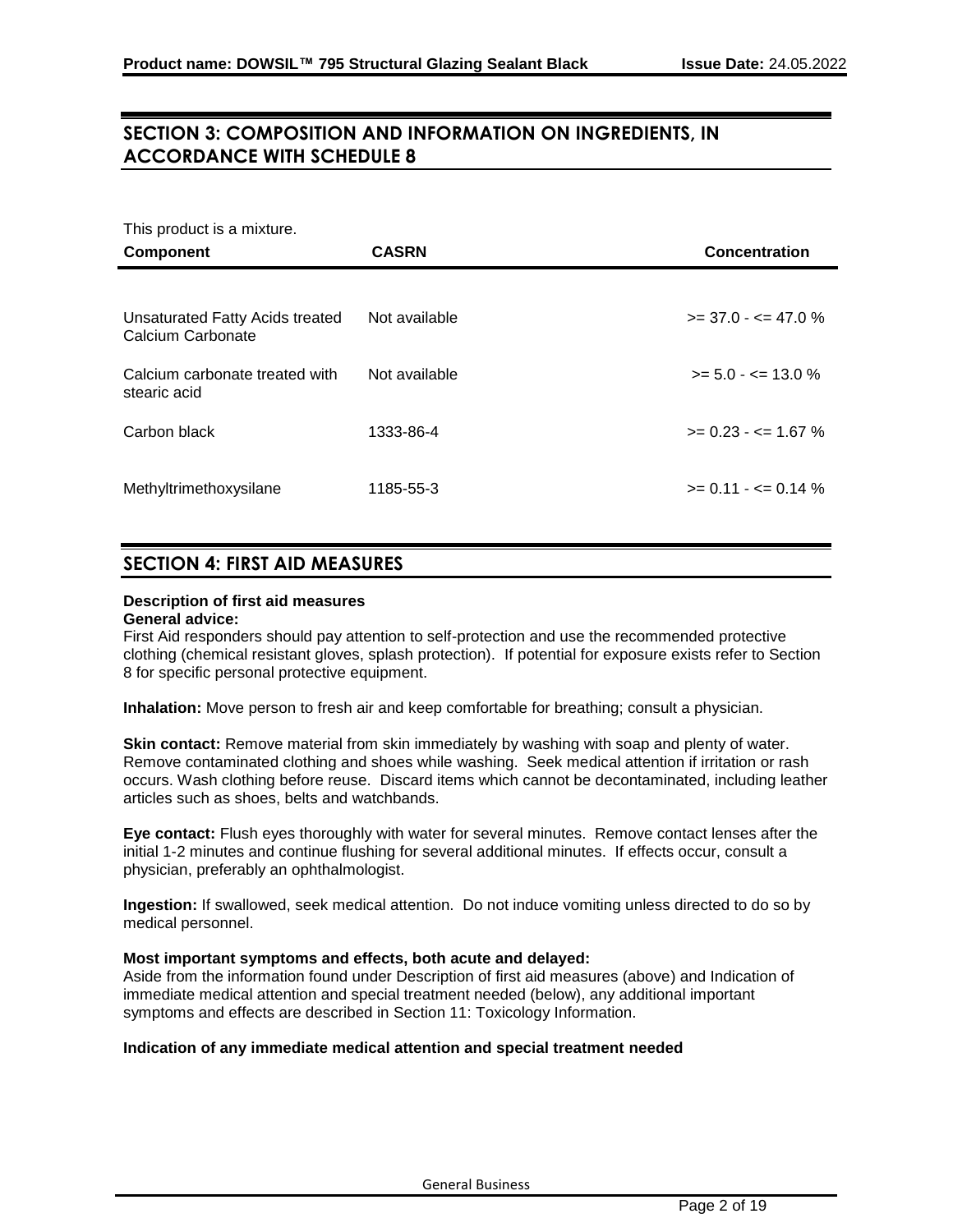## SECTION 3: COMPOSITION AND INFORMATION ON INGREDIENTS, IN ACCORDANCE WITH SCHEDULE 8

This product is a mixture.

| Component | CASRN | Concentration |
|---|---|---|
| Unsaturated Fatty Acids treated Calcium Carbonate | Not available | >= 37.0 - <= 47.0 % |
| Calcium carbonate treated with stearic acid | Not available | >= 5.0 - <= 13.0 % |
| Carbon black | 1333-86-4 | >= 0.23 - <= 1.67 % |
| Methyltrimethoxysilane | 1185-55-3 | >= 0.11 - <= 0.14 % |

## SECTION 4: FIRST AID MEASURES

**Description of first aid measures**

**General advice:**
First Aid responders should pay attention to self-protection and use the recommended protective clothing (chemical resistant gloves, splash protection). If potential for exposure exists refer to Section 8 for specific personal protective equipment.

**Inhalation:** Move person to fresh air and keep comfortable for breathing; consult a physician.

**Skin contact:** Remove material from skin immediately by washing with soap and plenty of water. Remove contaminated clothing and shoes while washing. Seek medical attention if irritation or rash occurs. Wash clothing before reuse. Discard items which cannot be decontaminated, including leather articles such as shoes, belts and watchbands.

**Eye contact:** Flush eyes thoroughly with water for several minutes. Remove contact lenses after the initial 1-2 minutes and continue flushing for several additional minutes. If effects occur, consult a physician, preferably an ophthalmologist.

**Ingestion:** If swallowed, seek medical attention. Do not induce vomiting unless directed to do so by medical personnel.

**Most important symptoms and effects, both acute and delayed:**
Aside from the information found under Description of first aid measures (above) and Indication of immediate medical attention and special treatment needed (below), any additional important symptoms and effects are described in Section 11: Toxicology Information.

**Indication of any immediate medical attention and special treatment needed**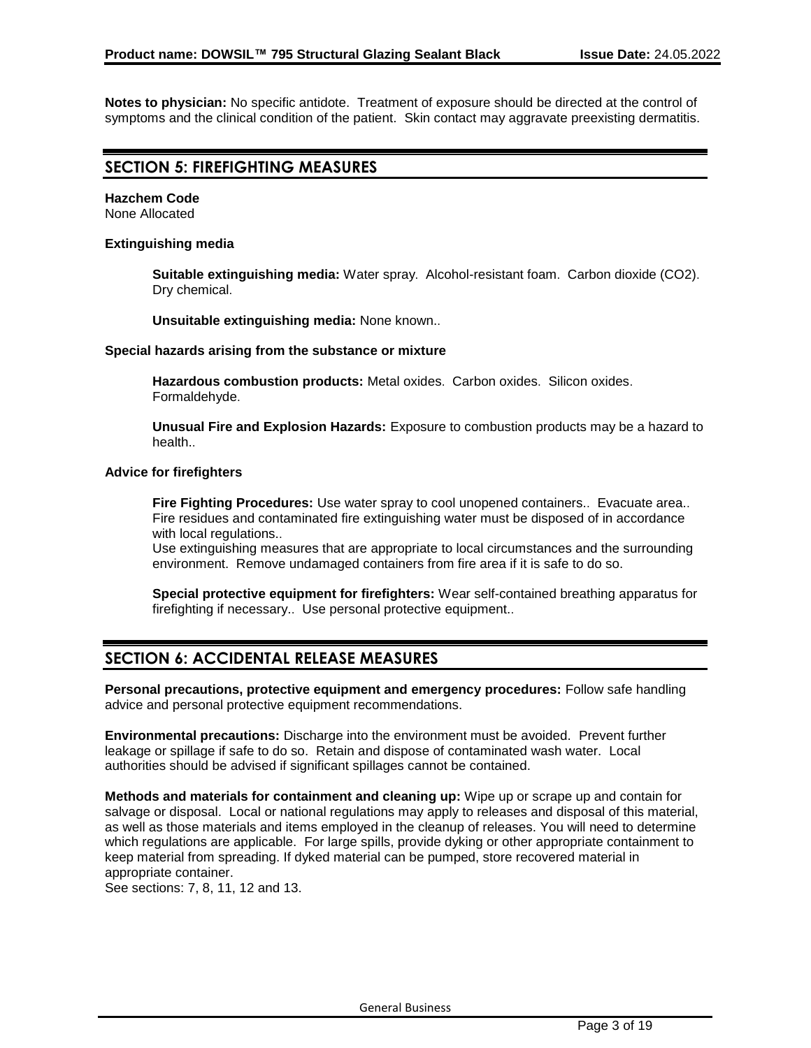**Notes to physician:** No specific antidote. Treatment of exposure should be directed at the control of symptoms and the clinical condition of the patient. Skin contact may aggravate preexisting dermatitis.

## SECTION 5: FIREFIGHTING MEASURES

**Hazchem Code**
None Allocated

**Extinguishing media**

**Suitable extinguishing media:** Water spray. Alcohol-resistant foam. Carbon dioxide ($CO_2$). Dry chemical.

**Unsuitable extinguishing media:** None known..

**Special hazards arising from the substance or mixture**

**Hazardous combustion products:** Metal oxides. Carbon oxides. Silicon oxides. Formaldehyde.

**Unusual Fire and Explosion Hazards:** Exposure to combustion products may be a hazard to health..

**Advice for firefighters**

**Fire Fighting Procedures:** Use water spray to cool unopened containers.. Evacuate area.. Fire residues and contaminated fire extinguishing water must be disposed of in accordance with local regulations..
Use extinguishing measures that are appropriate to local circumstances and the surrounding environment. Remove undamaged containers from fire area if it is safe to do so.

**Special protective equipment for firefighters:** Wear self-contained breathing apparatus for firefighting if necessary.. Use personal protective equipment..

## SECTION 6: ACCIDENTAL RELEASE MEASURES

**Personal precautions, protective equipment and emergency procedures:** Follow safe handling advice and personal protective equipment recommendations.

**Environmental precautions:** Discharge into the environment must be avoided. Prevent further leakage or spillage if safe to do so. Retain and dispose of contaminated wash water. Local authorities should be advised if significant spillages cannot be contained.

**Methods and materials for containment and cleaning up:** Wipe up or scrape up and contain for salvage or disposal. Local or national regulations may apply to releases and disposal of this material, as well as those materials and items employed in the cleanup of releases. You will need to determine which regulations are applicable. For large spills, provide dyking or other appropriate containment to keep material from spreading. If dyked material can be pumped, store recovered material in appropriate container.
See sections: 7, 8, 11, 12 and 13.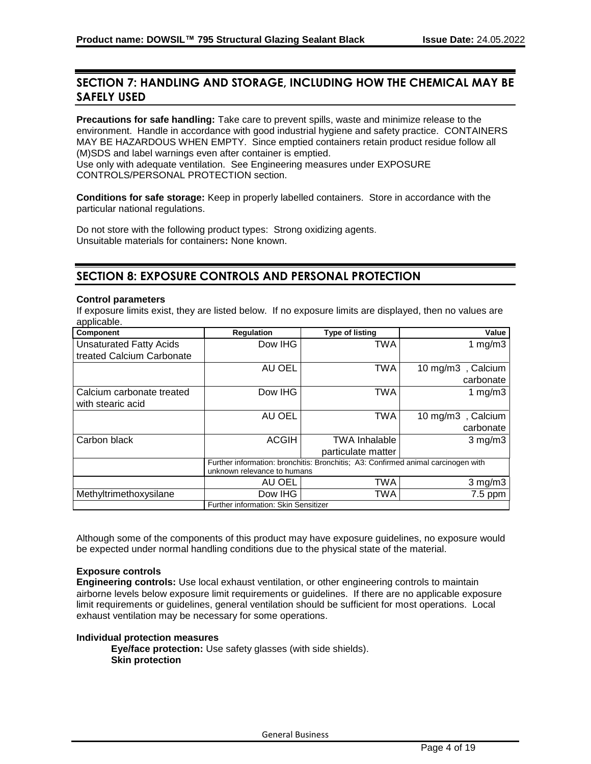## SECTION 7: HANDLING AND STORAGE, INCLUDING HOW THE CHEMICAL MAY BE SAFELY USED

**Precautions for safe handling:** Take care to prevent spills, waste and minimize release to the environment. Handle in accordance with good industrial hygiene and safety practice. CONTAINERS MAY BE HAZARDOUS WHEN EMPTY. Since emptied containers retain product residue follow all (M)SDS and label warnings even after container is emptied.
Use only with adequate ventilation. See Engineering measures under EXPOSURE CONTROLS/PERSONAL PROTECTION section.

**Conditions for safe storage:** Keep in properly labelled containers. Store in accordance with the particular national regulations.

Do not store with the following product types: Strong oxidizing agents.
Unsuitable materials for containers**:** None known.

## SECTION 8: EXPOSURE CONTROLS AND PERSONAL PROTECTION

**Control parameters**
If exposure limits exist, they are listed below. If no exposure limits are displayed, then no values are applicable.

| Component | Regulation | Type of listing | Value |
|---|---|---|---|
| Unsaturated Fatty Acids treated Calcium Carbonate | Dow IHG | TWA | 1 mg/m3 |
| | AU OEL | TWA | 10 mg/m3 , Calcium carbonate |
| Calcium carbonate treated with stearic acid | Dow IHG | TWA | 1 mg/m3 |
| | AU OEL | TWA | 10 mg/m3 , Calcium carbonate |
| Carbon black | ACGIH | TWA Inhalable particulate matter | 3 mg/m3 |
| | Further information: bronchitis: Bronchitis; A3: Confirmed animal carcinogen with unknown relevance to humans | | |
| | AU OEL | TWA | 3 mg/m3 |
| Methyltrimethoxysilane | Dow IHG | TWA | 7.5 ppm |
| | Further information: Skin Sensitizer | | |

Although some of the components of this product may have exposure guidelines, no exposure would be expected under normal handling conditions due to the physical state of the material.

**Exposure controls**
**Engineering controls:** Use local exhaust ventilation, or other engineering controls to maintain airborne levels below exposure limit requirements or guidelines. If there are no applicable exposure limit requirements or guidelines, general ventilation should be sufficient for most operations. Local exhaust ventilation may be necessary for some operations.

**Individual protection measures**

**Eye/face protection:** Use safety glasses (with side shields).

**Skin protection**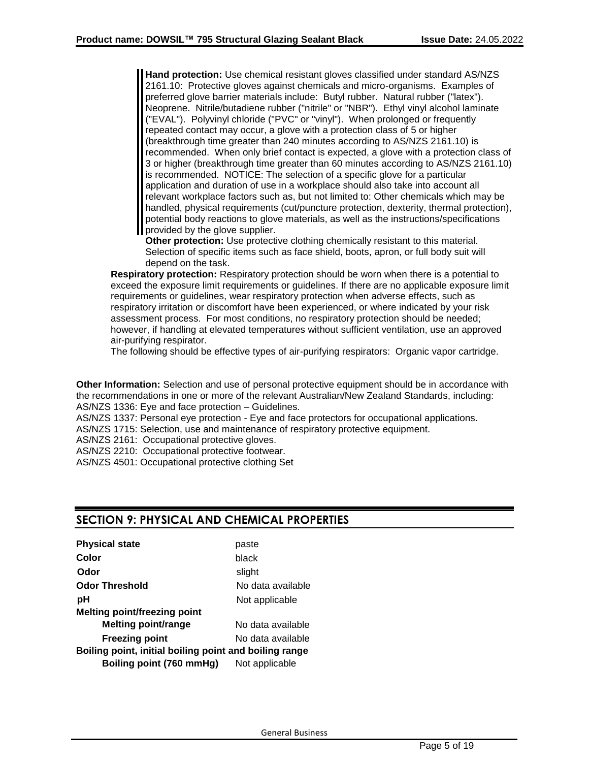**Hand protection:** Use chemical resistant gloves classified under standard AS/NZS 2161.10: Protective gloves against chemicals and micro-organisms. Examples of preferred glove barrier materials include: Butyl rubber. Natural rubber ("latex"). Neoprene. Nitrile/butadiene rubber ("nitrile" or "NBR"). Ethyl vinyl alcohol laminate ("EVAL"). Polyvinyl chloride ("PVC" or "vinyl"). When prolonged or frequently repeated contact may occur, a glove with a protection class of 5 or higher (breakthrough time greater than 240 minutes according to AS/NZS 2161.10) is recommended. When only brief contact is expected, a glove with a protection class of 3 or higher (breakthrough time greater than 60 minutes according to AS/NZS 2161.10) is recommended. NOTICE: The selection of a specific glove for a particular application and duration of use in a workplace should also take into account all relevant workplace factors such as, but not limited to: Other chemicals which may be handled, physical requirements (cut/puncture protection, dexterity, thermal protection), potential body reactions to glove materials, as well as the instructions/specifications provided by the glove supplier.

**Other protection:** Use protective clothing chemically resistant to this material. Selection of specific items such as face shield, boots, apron, or full body suit will depend on the task.

**Respiratory protection:** Respiratory protection should be worn when there is a potential to exceed the exposure limit requirements or guidelines. If there are no applicable exposure limit requirements or guidelines, wear respiratory protection when adverse effects, such as respiratory irritation or discomfort have been experienced, or where indicated by your risk assessment process. For most conditions, no respiratory protection should be needed; however, if handling at elevated temperatures without sufficient ventilation, use an approved air-purifying respirator.

The following should be effective types of air-purifying respirators: Organic vapor cartridge.

**Other Information:** Selection and use of personal protective equipment should be in accordance with the recommendations in one or more of the relevant Australian/New Zealand Standards, including:
AS/NZS 1336: Eye and face protection – Guidelines.
AS/NZS 1337: Personal eye protection - Eye and face protectors for occupational applications.
AS/NZS 1715: Selection, use and maintenance of respiratory protective equipment.
AS/NZS 2161: Occupational protective gloves.
AS/NZS 2210: Occupational protective footwear.
AS/NZS 4501: Occupational protective clothing Set

## SECTION 9: PHYSICAL AND CHEMICAL PROPERTIES

| | |
|---|---|
| **Physical state** | paste |
| **Color** | black |
| **Odor** | slight |
| **Odor Threshold** | No data available |
| **pH** | Not applicable |
| **Melting point/freezing point** | |
| **Melting point/range** | No data available |
| **Freezing point** | No data available |
| **Boiling point, initial boiling point and boiling range** | |
| **Boiling point (760 mmHg)** | Not applicable |

General Business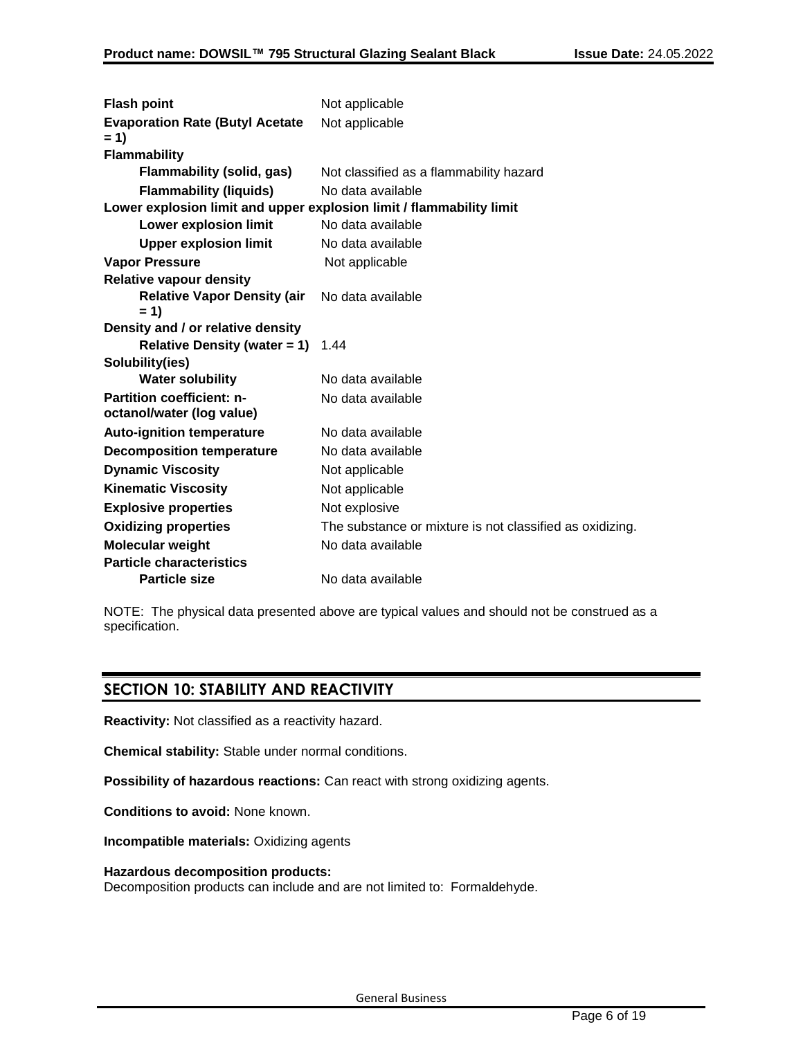| | |
|---|---|
| **Flash point** | Not applicable |
| **Evaporation Rate (Butyl Acetate = 1)** | Not applicable |
| **Flammability** | |
| **Flammability (solid, gas)** | Not classified as a flammability hazard |
| **Flammability (liquids)** | No data available |
| **Lower explosion limit and upper explosion limit / flammability limit** | |
| **Lower explosion limit** | No data available |
| **Upper explosion limit** | No data available |
| **Vapor Pressure** | Not applicable |
| **Relative vapour density** | |
| **Relative Vapor Density (air = 1)** | No data available |
| **Density and / or relative density** | |
| **Relative Density (water = 1)** | 1.44 |
| **Solubility(ies)** | |
| **Water solubility** | No data available |
| **Partition coefficient: n-octanol/water (log value)** | No data available |
| **Auto-ignition temperature** | No data available |
| **Decomposition temperature** | No data available |
| **Dynamic Viscosity** | Not applicable |
| **Kinematic Viscosity** | Not applicable |
| **Explosive properties** | Not explosive |
| **Oxidizing properties** | The substance or mixture is not classified as oxidizing. |
| **Molecular weight** | No data available |
| **Particle characteristics** | |
| **Particle size** | No data available |

NOTE: The physical data presented above are typical values and should not be construed as a specification.

## SECTION 10: STABILITY AND REACTIVITY

**Reactivity:** Not classified as a reactivity hazard.

**Chemical stability:** Stable under normal conditions.

**Possibility of hazardous reactions:** Can react with strong oxidizing agents.

**Conditions to avoid:** None known.

**Incompatible materials:** Oxidizing agents

**Hazardous decomposition products:**
Decomposition products can include and are not limited to: Formaldehyde.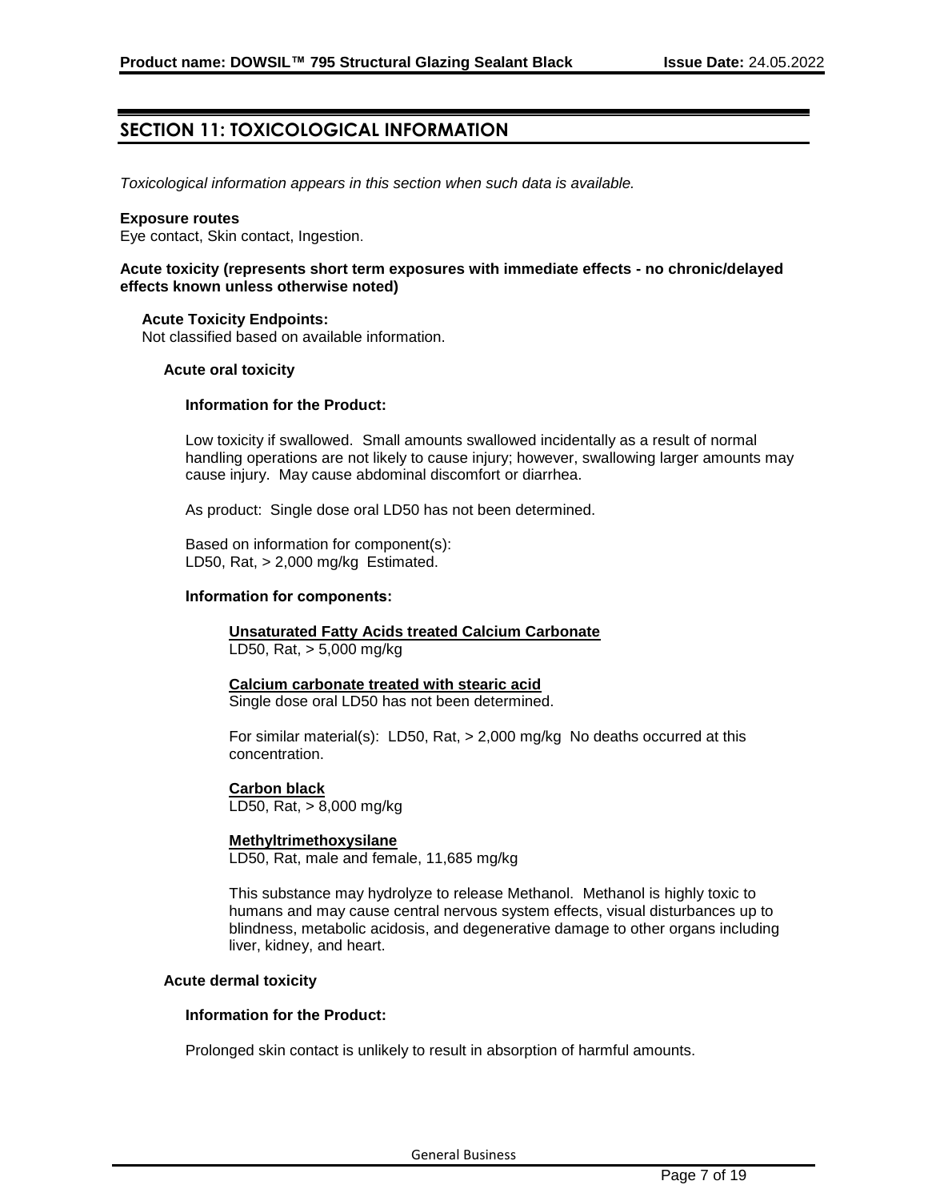## SECTION 11: TOXICOLOGICAL INFORMATION

*Toxicological information appears in this section when such data is available.*

**Exposure routes**
Eye contact, Skin contact, Ingestion.

**Acute toxicity (represents short term exposures with immediate effects - no chronic/delayed effects known unless otherwise noted)**

**Acute Toxicity Endpoints:**
Not classified based on available information.

**Acute oral toxicity**

**Information for the Product:**

Low toxicity if swallowed. Small amounts swallowed incidentally as a result of normal handling operations are not likely to cause injury; however, swallowing larger amounts may cause injury. May cause abdominal discomfort or diarrhea.

As product: Single dose oral LD50 has not been determined.

Based on information for component(s):
LD50, Rat, > 2,000 mg/kg Estimated.

**Information for components:**

**Unsaturated Fatty Acids treated Calcium Carbonate**
LD50, Rat, > 5,000 mg/kg

**Calcium carbonate treated with stearic acid**
Single dose oral LD50 has not been determined.

For similar material(s): LD50, Rat, > 2,000 mg/kg No deaths occurred at this concentration.

**Carbon black**
LD50, Rat, > 8,000 mg/kg

**Methyltrimethoxysilane**
LD50, Rat, male and female, 11,685 mg/kg

This substance may hydrolyze to release Methanol. Methanol is highly toxic to humans and may cause central nervous system effects, visual disturbances up to blindness, metabolic acidosis, and degenerative damage to other organs including liver, kidney, and heart.

**Acute dermal toxicity**

**Information for the Product:**

Prolonged skin contact is unlikely to result in absorption of harmful amounts.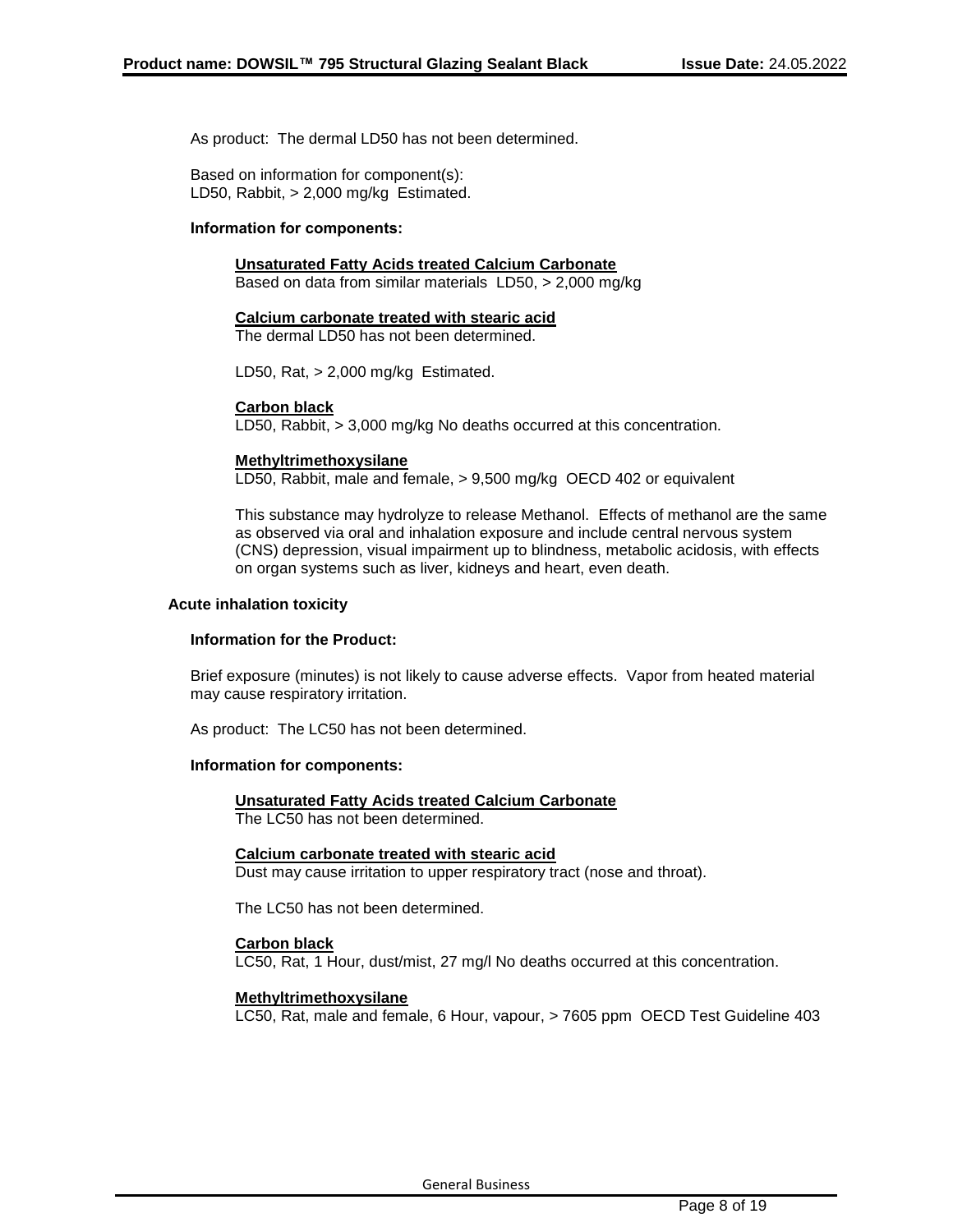As product: The dermal LD50 has not been determined.

Based on information for component(s):
LD50, Rabbit, > 2,000 mg/kg Estimated.

**Information for components:**

**Unsaturated Fatty Acids treated Calcium Carbonate**
Based on data from similar materials LD50, > 2,000 mg/kg

**Calcium carbonate treated with stearic acid**
The dermal LD50 has not been determined.

LD50, Rat, > 2,000 mg/kg Estimated.

**Carbon black**
LD50, Rabbit, > 3,000 mg/kg No deaths occurred at this concentration.

**Methyltrimethoxysilane**
LD50, Rabbit, male and female, > 9,500 mg/kg OECD 402 or equivalent

This substance may hydrolyze to release Methanol. Effects of methanol are the same as observed via oral and inhalation exposure and include central nervous system (CNS) depression, visual impairment up to blindness, metabolic acidosis, with effects on organ systems such as liver, kidneys and heart, even death.

**Acute inhalation toxicity**

**Information for the Product:**

Brief exposure (minutes) is not likely to cause adverse effects. Vapor from heated material may cause respiratory irritation.

As product: The LC50 has not been determined.

**Information for components:**

**Unsaturated Fatty Acids treated Calcium Carbonate**
The LC50 has not been determined.

**Calcium carbonate treated with stearic acid**
Dust may cause irritation to upper respiratory tract (nose and throat).

The LC50 has not been determined.

**Carbon black**
LC50, Rat, 1 Hour, dust/mist, 27 mg/l No deaths occurred at this concentration.

**Methyltrimethoxysilane**
LC50, Rat, male and female, 6 Hour, vapour, > 7605 ppm OECD Test Guideline 403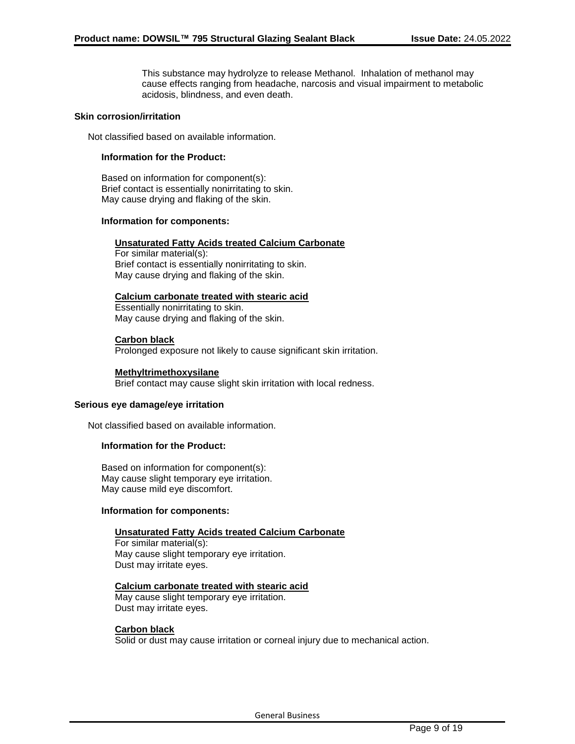This substance may hydrolyze to release Methanol. Inhalation of methanol may cause effects ranging from headache, narcosis and visual impairment to metabolic acidosis, blindness, and even death.

**Skin corrosion/irritation**

Not classified based on available information.

**Information for the Product:**

Based on information for component(s):
Brief contact is essentially nonirritating to skin.
May cause drying and flaking of the skin.

**Information for components:**

**Unsaturated Fatty Acids treated Calcium Carbonate**
For similar material(s):
Brief contact is essentially nonirritating to skin.
May cause drying and flaking of the skin.

**Calcium carbonate treated with stearic acid**
Essentially nonirritating to skin.
May cause drying and flaking of the skin.

**Carbon black**
Prolonged exposure not likely to cause significant skin irritation.

**Methyltrimethoxysilane**
Brief contact may cause slight skin irritation with local redness.

**Serious eye damage/eye irritation**

Not classified based on available information.

**Information for the Product:**

Based on information for component(s):
May cause slight temporary eye irritation.
May cause mild eye discomfort.

**Information for components:**

**Unsaturated Fatty Acids treated Calcium Carbonate**
For similar material(s):
May cause slight temporary eye irritation.
Dust may irritate eyes.

**Calcium carbonate treated with stearic acid**
May cause slight temporary eye irritation.
Dust may irritate eyes.

**Carbon black**
Solid or dust may cause irritation or corneal injury due to mechanical action.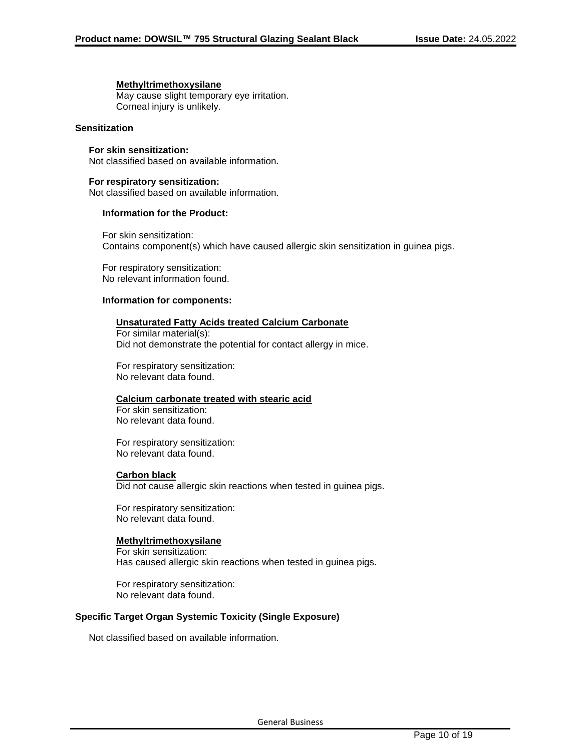**Methyltrimethoxysilane**

May cause slight temporary eye irritation.
Corneal injury is unlikely.

**Sensitization**

**For skin sensitization:**
Not classified based on available information.

**For respiratory sensitization:**
Not classified based on available information.

**Information for the Product:**

For skin sensitization:
Contains component(s) which have caused allergic skin sensitization in guinea pigs.

For respiratory sensitization:
No relevant information found.

**Information for components:**

**Unsaturated Fatty Acids treated Calcium Carbonate**

For similar material(s):
Did not demonstrate the potential for contact allergy in mice.

For respiratory sensitization:
No relevant data found.

**Calcium carbonate treated with stearic acid**

For skin sensitization:
No relevant data found.

For respiratory sensitization:
No relevant data found.

**Carbon black**

Did not cause allergic skin reactions when tested in guinea pigs.

For respiratory sensitization:
No relevant data found.

**Methyltrimethoxysilane**

For skin sensitization:
Has caused allergic skin reactions when tested in guinea pigs.

For respiratory sensitization:
No relevant data found.

**Specific Target Organ Systemic Toxicity (Single Exposure)**

Not classified based on available information.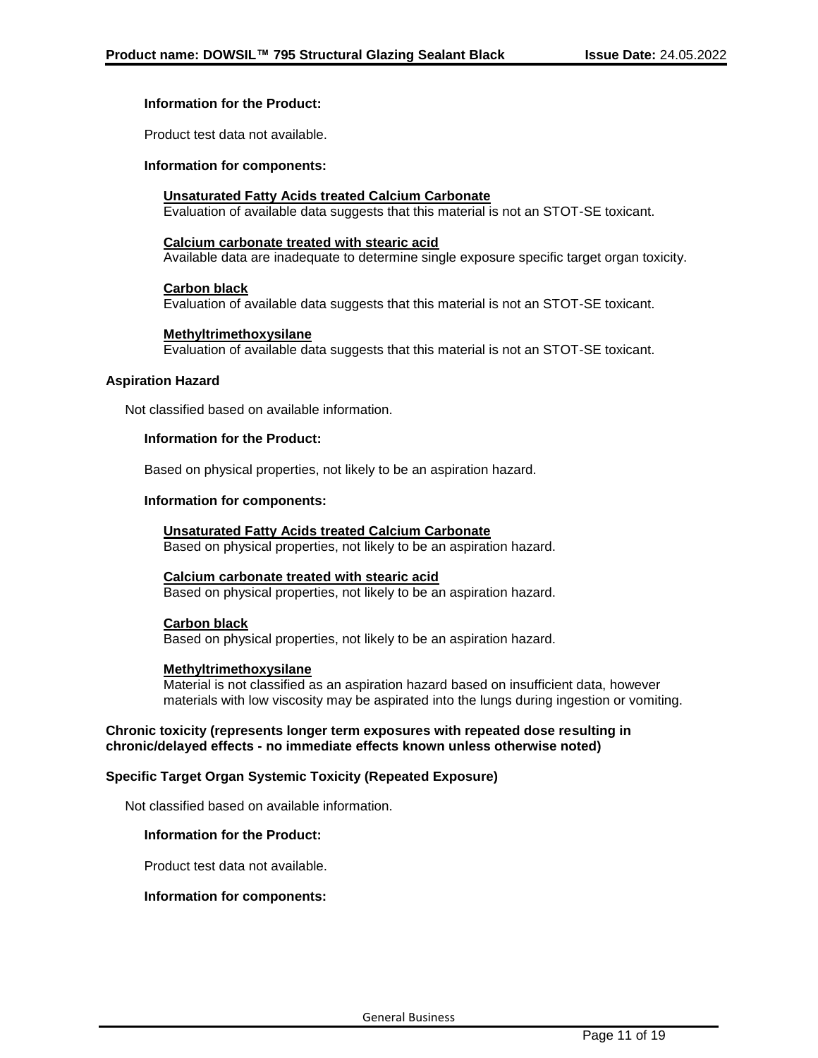**Information for the Product:**

Product test data not available.

**Information for components:**

**Unsaturated Fatty Acids treated Calcium Carbonate**
Evaluation of available data suggests that this material is not an STOT-SE toxicant.

**Calcium carbonate treated with stearic acid**
Available data are inadequate to determine single exposure specific target organ toxicity.

**Carbon black**
Evaluation of available data suggests that this material is not an STOT-SE toxicant.

**Methyltrimethoxysilane**
Evaluation of available data suggests that this material is not an STOT-SE toxicant.

**Aspiration Hazard**

Not classified based on available information.

**Information for the Product:**

Based on physical properties, not likely to be an aspiration hazard.

**Information for components:**

**Unsaturated Fatty Acids treated Calcium Carbonate**
Based on physical properties, not likely to be an aspiration hazard.

**Calcium carbonate treated with stearic acid**
Based on physical properties, not likely to be an aspiration hazard.

**Carbon black**
Based on physical properties, not likely to be an aspiration hazard.

**Methyltrimethoxysilane**
Material is not classified as an aspiration hazard based on insufficient data, however materials with low viscosity may be aspirated into the lungs during ingestion or vomiting.

**Chronic toxicity (represents longer term exposures with repeated dose resulting in chronic/delayed effects - no immediate effects known unless otherwise noted)**

**Specific Target Organ Systemic Toxicity (Repeated Exposure)**

Not classified based on available information.

**Information for the Product:**

Product test data not available.

**Information for components:**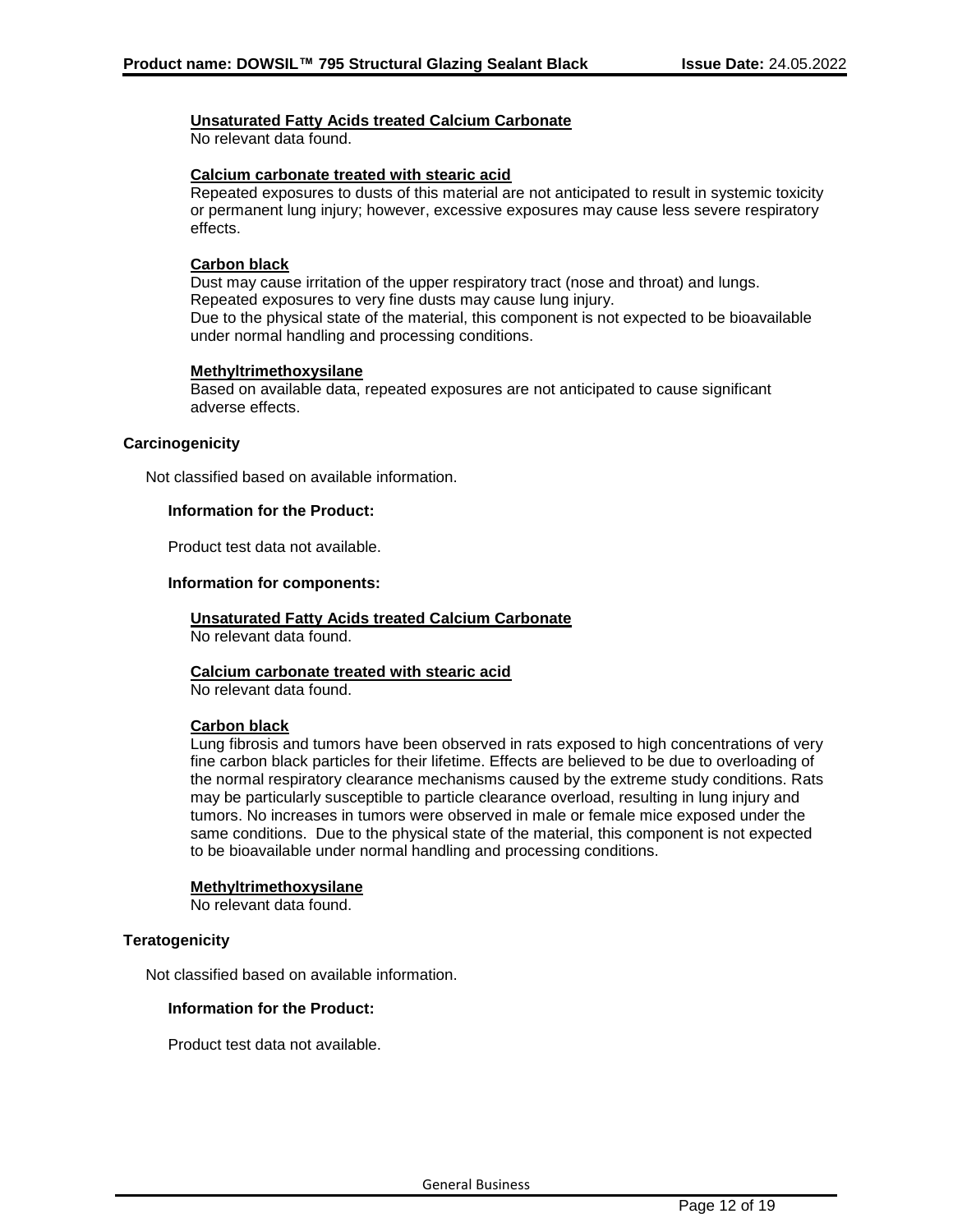**Unsaturated Fatty Acids treated Calcium Carbonate**

No relevant data found.

**Calcium carbonate treated with stearic acid**

Repeated exposures to dusts of this material are not anticipated to result in systemic toxicity or permanent lung injury; however, excessive exposures may cause less severe respiratory effects.

**Carbon black**

Dust may cause irritation of the upper respiratory tract (nose and throat) and lungs.
Repeated exposures to very fine dusts may cause lung injury.
Due to the physical state of the material, this component is not expected to be bioavailable under normal handling and processing conditions.

**Methyltrimethoxysilane**

Based on available data, repeated exposures are not anticipated to cause significant adverse effects.

### Carcinogenicity

Not classified based on available information.

**Information for the Product:**

Product test data not available.

**Information for components:**

**Unsaturated Fatty Acids treated Calcium Carbonate**

No relevant data found.

**Calcium carbonate treated with stearic acid**

No relevant data found.

**Carbon black**

Lung fibrosis and tumors have been observed in rats exposed to high concentrations of very fine carbon black particles for their lifetime. Effects are believed to be due to overloading of the normal respiratory clearance mechanisms caused by the extreme study conditions. Rats may be particularly susceptible to particle clearance overload, resulting in lung injury and tumors. No increases in tumors were observed in male or female mice exposed under the same conditions. Due to the physical state of the material, this component is not expected to be bioavailable under normal handling and processing conditions.

**Methyltrimethoxysilane**

No relevant data found.

### Teratogenicity

Not classified based on available information.

**Information for the Product:**

Product test data not available.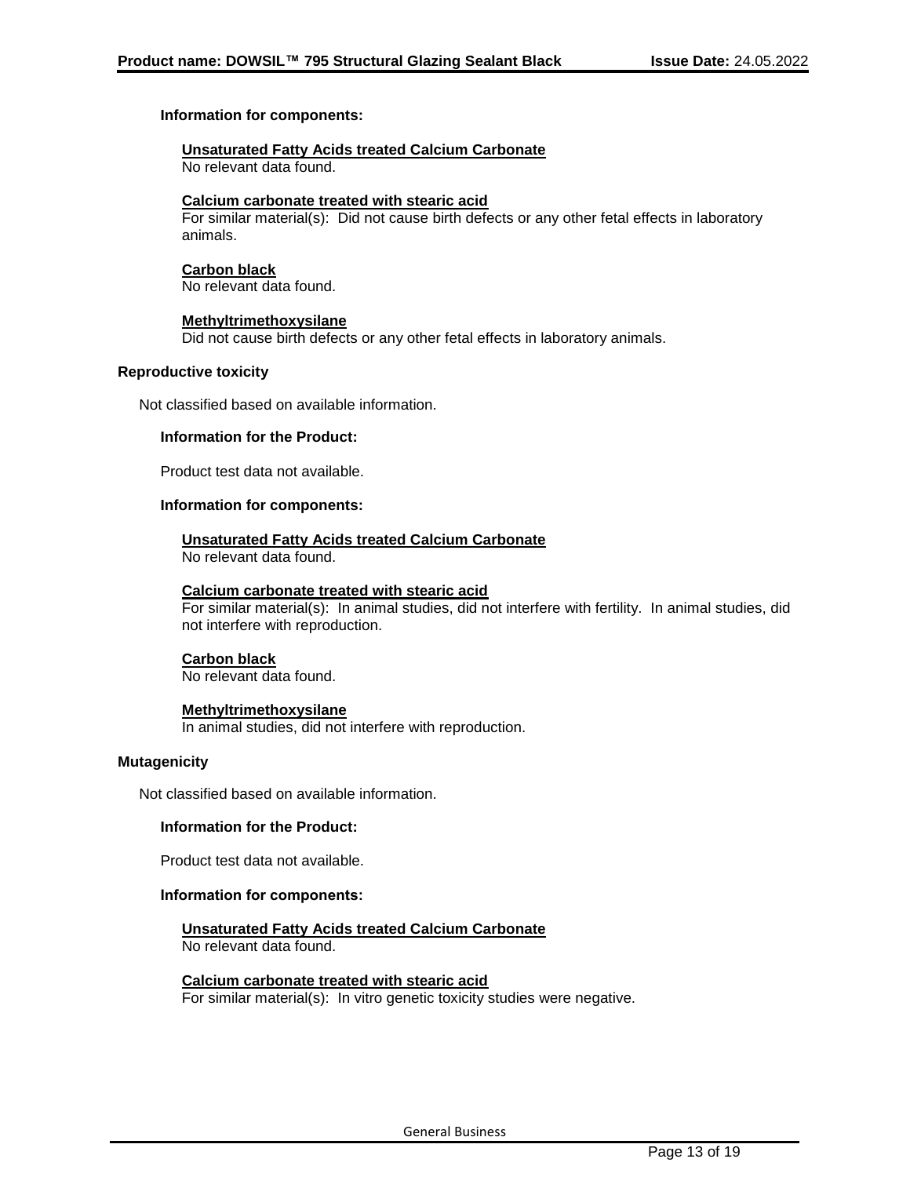**Information for components:**

**Unsaturated Fatty Acids treated Calcium Carbonate**
No relevant data found.

**Calcium carbonate treated with stearic acid**
For similar material(s): Did not cause birth defects or any other fetal effects in laboratory animals.

**Carbon black**
No relevant data found.

**Methyltrimethoxysilane**
Did not cause birth defects or any other fetal effects in laboratory animals.

### Reproductive toxicity

Not classified based on available information.

**Information for the Product:**

Product test data not available.

**Information for components:**

**Unsaturated Fatty Acids treated Calcium Carbonate**
No relevant data found.

**Calcium carbonate treated with stearic acid**
For similar material(s): In animal studies, did not interfere with fertility. In animal studies, did not interfere with reproduction.

**Carbon black**
No relevant data found.

**Methyltrimethoxysilane**
In animal studies, did not interfere with reproduction.

### Mutagenicity

Not classified based on available information.

**Information for the Product:**

Product test data not available.

**Information for components:**

**Unsaturated Fatty Acids treated Calcium Carbonate**
No relevant data found.

**Calcium carbonate treated with stearic acid**
For similar material(s): In vitro genetic toxicity studies were negative.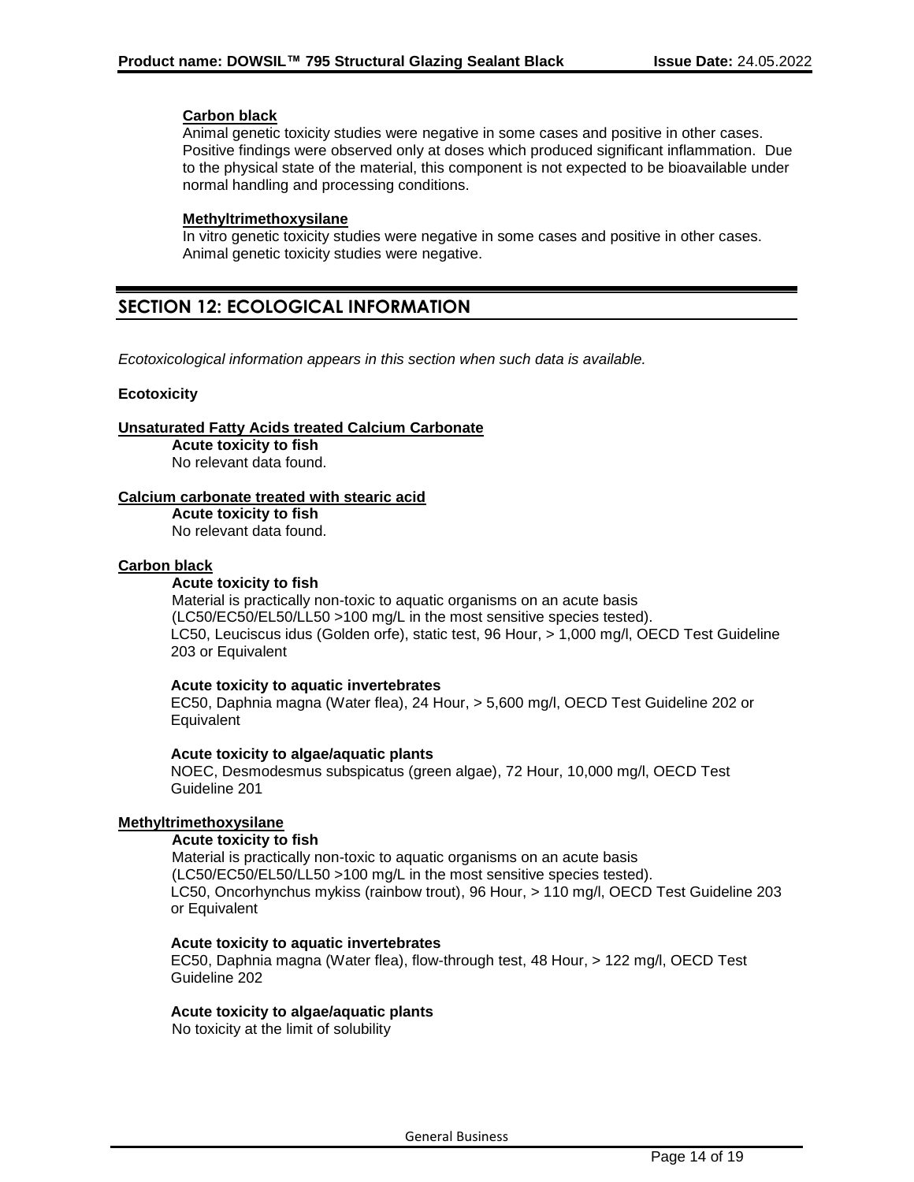**Carbon black**

Animal genetic toxicity studies were negative in some cases and positive in other cases. Positive findings were observed only at doses which produced significant inflammation. Due to the physical state of the material, this component is not expected to be bioavailable under normal handling and processing conditions.

**Methyltrimethoxysilane**

In vitro genetic toxicity studies were negative in some cases and positive in other cases. Animal genetic toxicity studies were negative.

## SECTION 12: ECOLOGICAL INFORMATION

*Ecotoxicological information appears in this section when such data is available.*

**Ecotoxicity**

**Unsaturated Fatty Acids treated Calcium Carbonate**

**Acute toxicity to fish**

No relevant data found.

**Calcium carbonate treated with stearic acid**

**Acute toxicity to fish**

No relevant data found.

**Carbon black**

**Acute toxicity to fish**

Material is practically non-toxic to aquatic organisms on an acute basis (LC50/EC50/EL50/LL50 >100 mg/L in the most sensitive species tested).
LC50, Leuciscus idus (Golden orfe), static test, 96 Hour, > 1,000 mg/l, OECD Test Guideline 203 or Equivalent

**Acute toxicity to aquatic invertebrates**

EC50, Daphnia magna (Water flea), 24 Hour, > 5,600 mg/l, OECD Test Guideline 202 or Equivalent

**Acute toxicity to algae/aquatic plants**

NOEC, Desmodesmus subspicatus (green algae), 72 Hour, 10,000 mg/l, OECD Test Guideline 201

**Methyltrimethoxysilane**

**Acute toxicity to fish**

Material is practically non-toxic to aquatic organisms on an acute basis (LC50/EC50/EL50/LL50 >100 mg/L in the most sensitive species tested).
LC50, Oncorhynchus mykiss (rainbow trout), 96 Hour, > 110 mg/l, OECD Test Guideline 203 or Equivalent

**Acute toxicity to aquatic invertebrates**

EC50, Daphnia magna (Water flea), flow-through test, 48 Hour, > 122 mg/l, OECD Test Guideline 202

**Acute toxicity to algae/aquatic plants**

No toxicity at the limit of solubility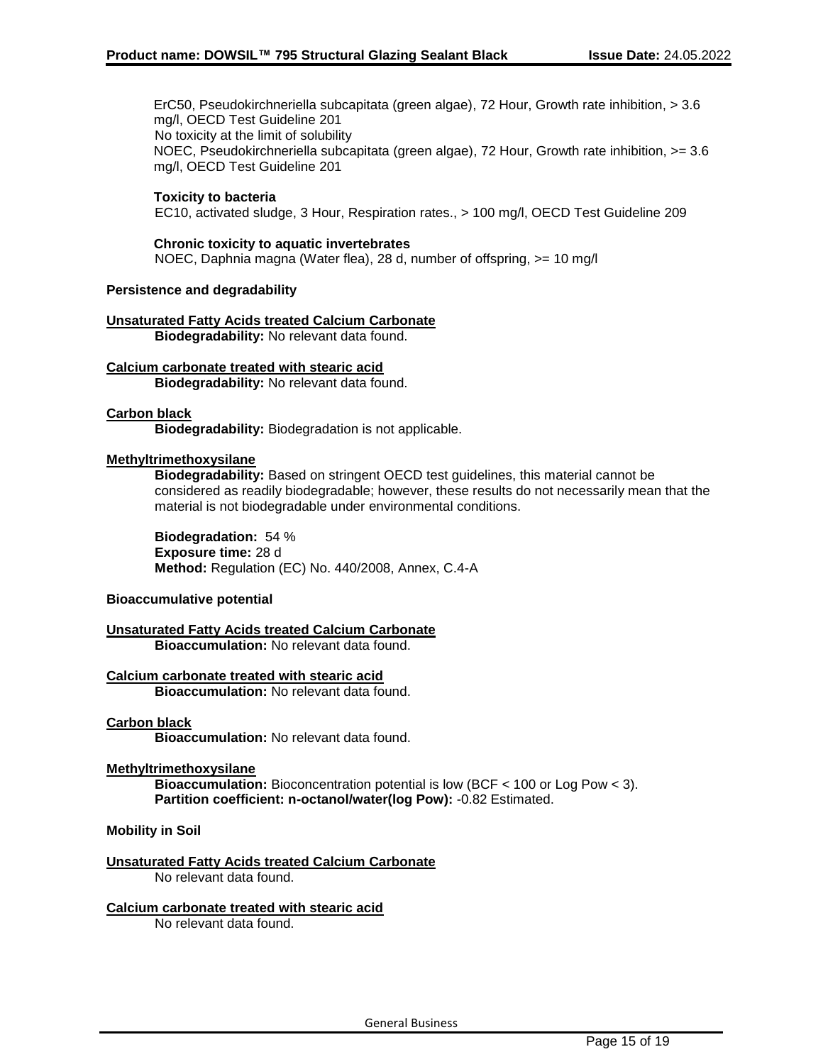ErC50, Pseudokirchneriella subcapitata (green algae), 72 Hour, Growth rate inhibition, > 3.6 mg/l, OECD Test Guideline 201
No toxicity at the limit of solubility
NOEC, Pseudokirchneriella subcapitata (green algae), 72 Hour, Growth rate inhibition, >= 3.6 mg/l, OECD Test Guideline 201

**Toxicity to bacteria**
EC10, activated sludge, 3 Hour, Respiration rates., > 100 mg/l, OECD Test Guideline 209

**Chronic toxicity to aquatic invertebrates**
NOEC, Daphnia magna (Water flea), 28 d, number of offspring, >= 10 mg/l

**Persistence and degradability**

**Unsaturated Fatty Acids treated Calcium Carbonate**
**Biodegradability:** No relevant data found.

**Calcium carbonate treated with stearic acid**
**Biodegradability:** No relevant data found.

**Carbon black**
**Biodegradability:** Biodegradation is not applicable.

**Methyltrimethoxysilane**
**Biodegradability:** Based on stringent OECD test guidelines, this material cannot be considered as readily biodegradable; however, these results do not necessarily mean that the material is not biodegradable under environmental conditions.

**Biodegradation:** 54 %
**Exposure time:** 28 d
**Method:** Regulation (EC) No. 440/2008, Annex, C.4-A

**Bioaccumulative potential**

**Unsaturated Fatty Acids treated Calcium Carbonate**
**Bioaccumulation:** No relevant data found.

**Calcium carbonate treated with stearic acid**
**Bioaccumulation:** No relevant data found.

**Carbon black**
**Bioaccumulation:** No relevant data found.

**Methyltrimethoxysilane**
**Bioaccumulation:** Bioconcentration potential is low (BCF < 100 or Log Pow < 3).
**Partition coefficient: n-octanol/water(log Pow):** -0.82 Estimated.

**Mobility in Soil**

**Unsaturated Fatty Acids treated Calcium Carbonate**
No relevant data found.

**Calcium carbonate treated with stearic acid**
No relevant data found.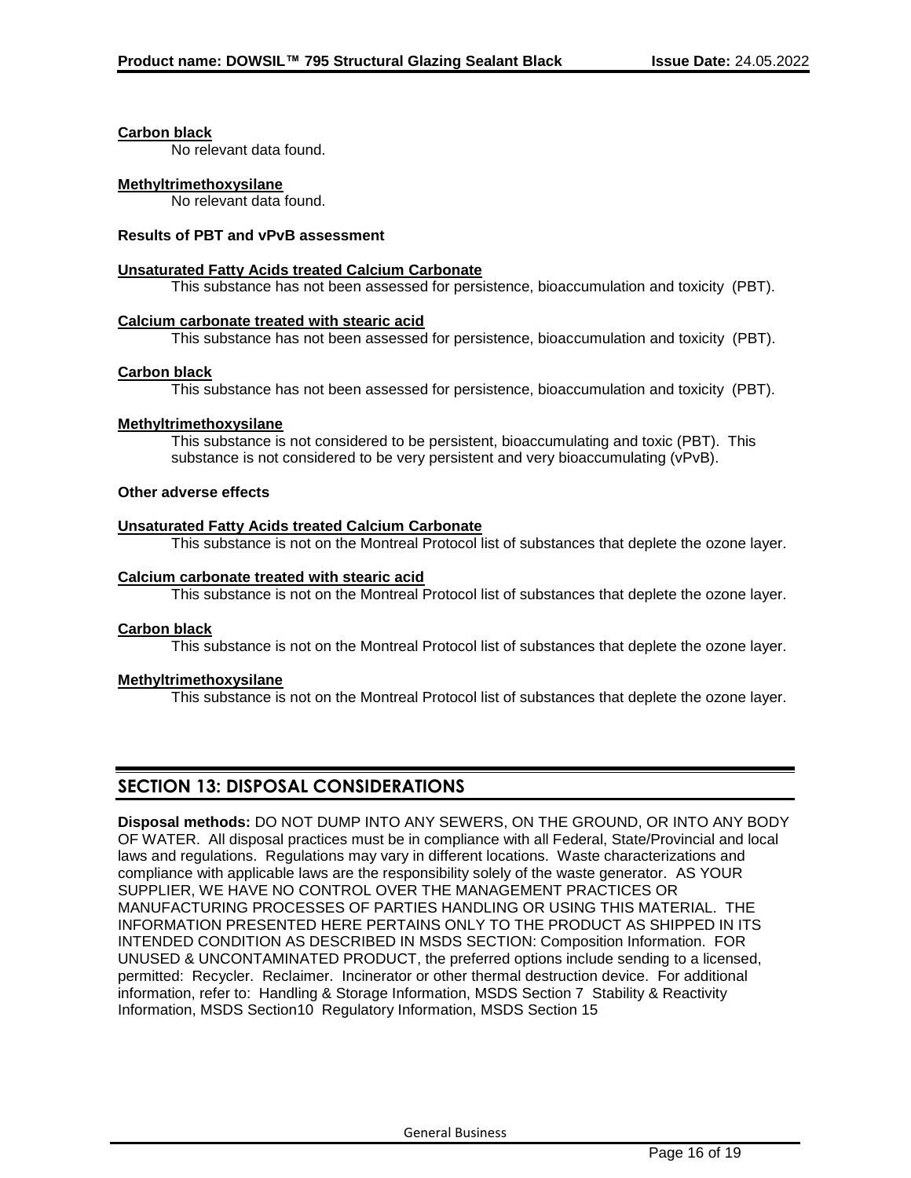**Carbon black**

No relevant data found.

**Methyltrimethoxysilane**

No relevant data found.

**Results of PBT and vPvB assessment**

**Unsaturated Fatty Acids treated Calcium Carbonate**

This substance has not been assessed for persistence, bioaccumulation and toxicity (PBT).

**Calcium carbonate treated with stearic acid**

This substance has not been assessed for persistence, bioaccumulation and toxicity (PBT).

**Carbon black**

This substance has not been assessed for persistence, bioaccumulation and toxicity (PBT).

**Methyltrimethoxysilane**

This substance is not considered to be persistent, bioaccumulating and toxic (PBT). This substance is not considered to be very persistent and very bioaccumulating (vPvB).

**Other adverse effects**

**Unsaturated Fatty Acids treated Calcium Carbonate**

This substance is not on the Montreal Protocol list of substances that deplete the ozone layer.

**Calcium carbonate treated with stearic acid**

This substance is not on the Montreal Protocol list of substances that deplete the ozone layer.

**Carbon black**

This substance is not on the Montreal Protocol list of substances that deplete the ozone layer.

**Methyltrimethoxysilane**

This substance is not on the Montreal Protocol list of substances that deplete the ozone layer.

## SECTION 13: DISPOSAL CONSIDERATIONS

**Disposal methods:** DO NOT DUMP INTO ANY SEWERS, ON THE GROUND, OR INTO ANY BODY OF WATER. All disposal practices must be in compliance with all Federal, State/Provincial and local laws and regulations. Regulations may vary in different locations. Waste characterizations and compliance with applicable laws are the responsibility solely of the waste generator. AS YOUR SUPPLIER, WE HAVE NO CONTROL OVER THE MANAGEMENT PRACTICES OR MANUFACTURING PROCESSES OF PARTIES HANDLING OR USING THIS MATERIAL. THE INFORMATION PRESENTED HERE PERTAINS ONLY TO THE PRODUCT AS SHIPPED IN ITS INTENDED CONDITION AS DESCRIBED IN MSDS SECTION: Composition Information. FOR UNUSED & UNCONTAMINATED PRODUCT, the preferred options include sending to a licensed, permitted: Recycler. Reclaimer. Incinerator or other thermal destruction device. For additional information, refer to: Handling & Storage Information, MSDS Section 7 Stability & Reactivity Information, MSDS Section10 Regulatory Information, MSDS Section 15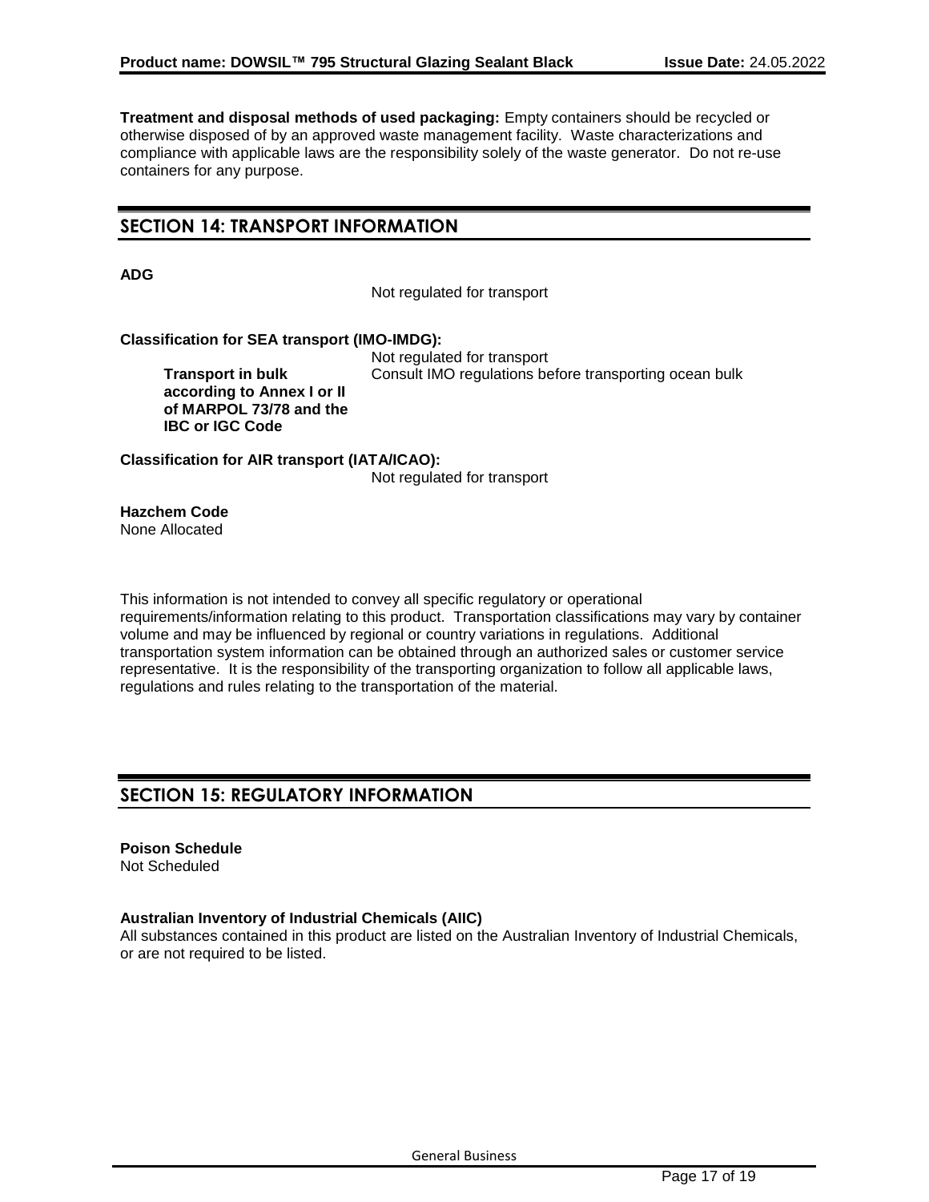**Treatment and disposal methods of used packaging:** Empty containers should be recycled or otherwise disposed of by an approved waste management facility. Waste characterizations and compliance with applicable laws are the responsibility solely of the waste generator. Do not re-use containers for any purpose.

## SECTION 14: TRANSPORT INFORMATION

**ADG**

Not regulated for transport

**Classification for SEA transport (IMO-IMDG):**

Not regulated for transport

**Transport in bulk according to Annex I or II of MARPOL 73/78 and the IBC or IGC Code**: Consult IMO regulations before transporting ocean bulk

**Classification for AIR transport (IATA/ICAO):**

Not regulated for transport

**Hazchem Code**
None Allocated

This information is not intended to convey all specific regulatory or operational requirements/information relating to this product. Transportation classifications may vary by container volume and may be influenced by regional or country variations in regulations. Additional transportation system information can be obtained through an authorized sales or customer service representative. It is the responsibility of the transporting organization to follow all applicable laws, regulations and rules relating to the transportation of the material.

## SECTION 15: REGULATORY INFORMATION

**Poison Schedule**
Not Scheduled

**Australian Inventory of Industrial Chemicals (AIIC)**
All substances contained in this product are listed on the Australian Inventory of Industrial Chemicals, or are not required to be listed.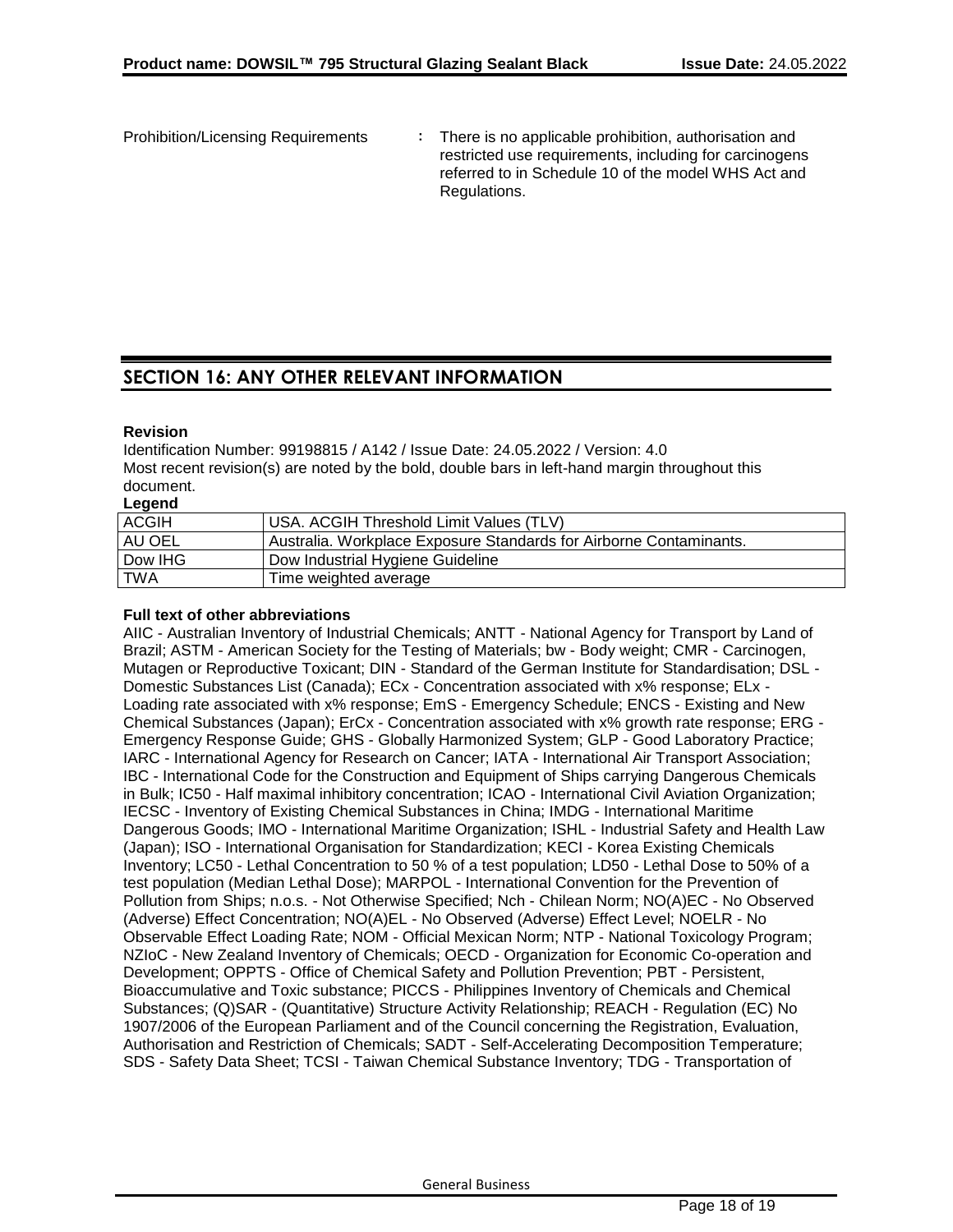Prohibition/Licensing Requirements : There is no applicable prohibition, authorisation and restricted use requirements, including for carcinogens referred to in Schedule 10 of the model WHS Act and Regulations.

## SECTION 16: ANY OTHER RELEVANT INFORMATION

**Revision**

Identification Number: 99198815 / A142 / Issue Date: 24.05.2022 / Version: 4.0
Most recent revision(s) are noted by the bold, double bars in left-hand margin throughout this document.

**Legend**

| ACGIH | USA. ACGIH Threshold Limit Values (TLV) |
|---|---|
| AU OEL | Australia. Workplace Exposure Standards for Airborne Contaminants. |
| Dow IHG | Dow Industrial Hygiene Guideline |
| TWA | Time weighted average |

**Full text of other abbreviations**

AIIC - Australian Inventory of Industrial Chemicals; ANTT - National Agency for Transport by Land of Brazil; ASTM - American Society for the Testing of Materials; bw - Body weight; CMR - Carcinogen, Mutagen or Reproductive Toxicant; DIN - Standard of the German Institute for Standardisation; DSL - Domestic Substances List (Canada); ECx - Concentration associated with x% response; ELx - Loading rate associated with x% response; EmS - Emergency Schedule; ENCS - Existing and New Chemical Substances (Japan); ErCx - Concentration associated with x% growth rate response; ERG - Emergency Response Guide; GHS - Globally Harmonized System; GLP - Good Laboratory Practice; IARC - International Agency for Research on Cancer; IATA - International Air Transport Association; IBC - International Code for the Construction and Equipment of Ships carrying Dangerous Chemicals in Bulk; IC50 - Half maximal inhibitory concentration; ICAO - International Civil Aviation Organization; IECSC - Inventory of Existing Chemical Substances in China; IMDG - International Maritime Dangerous Goods; IMO - International Maritime Organization; ISHL - Industrial Safety and Health Law (Japan); ISO - International Organisation for Standardization; KECI - Korea Existing Chemicals Inventory; LC50 - Lethal Concentration to 50 % of a test population; LD50 - Lethal Dose to 50% of a test population (Median Lethal Dose); MARPOL - International Convention for the Prevention of Pollution from Ships; n.o.s. - Not Otherwise Specified; Nch - Chilean Norm; NO(A)EC - No Observed (Adverse) Effect Concentration; NO(A)EL - No Observed (Adverse) Effect Level; NOELR - No Observable Effect Loading Rate; NOM - Official Mexican Norm; NTP - National Toxicology Program; NZIoC - New Zealand Inventory of Chemicals; OECD - Organization for Economic Co-operation and Development; OPPTS - Office of Chemical Safety and Pollution Prevention; PBT - Persistent, Bioaccumulative and Toxic substance; PICCS - Philippines Inventory of Chemicals and Chemical Substances; (Q)SAR - (Quantitative) Structure Activity Relationship; REACH - Regulation (EC) No 1907/2006 of the European Parliament and of the Council concerning the Registration, Evaluation, Authorisation and Restriction of Chemicals; SADT - Self-Accelerating Decomposition Temperature; SDS - Safety Data Sheet; TCSI - Taiwan Chemical Substance Inventory; TDG - Transportation of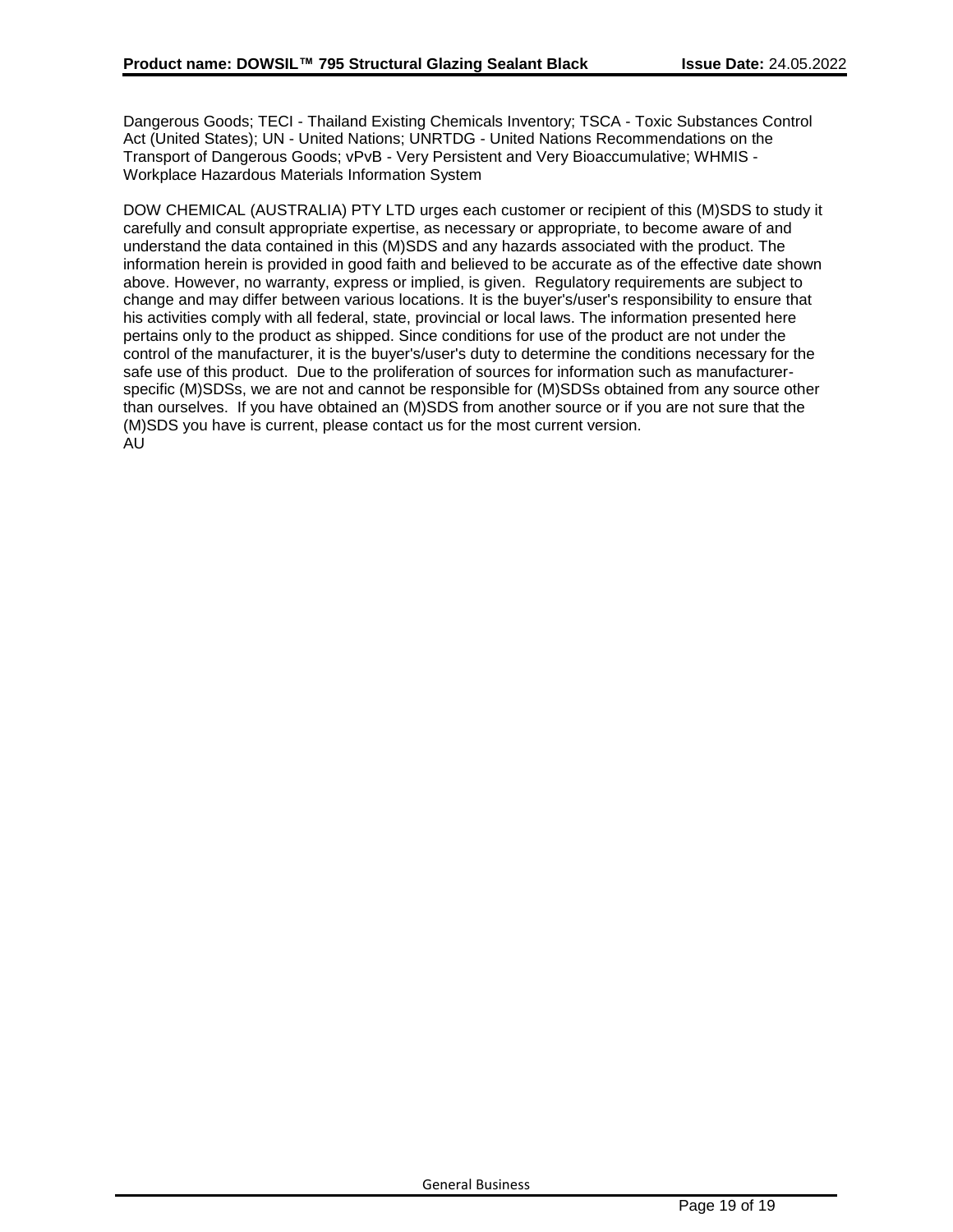Dangerous Goods; TECI - Thailand Existing Chemicals Inventory; TSCA - Toxic Substances Control Act (United States); UN - United Nations; UNRTDG - United Nations Recommendations on the Transport of Dangerous Goods; vPvB - Very Persistent and Very Bioaccumulative; WHMIS - Workplace Hazardous Materials Information System

DOW CHEMICAL (AUSTRALIA) PTY LTD urges each customer or recipient of this (M)SDS to study it carefully and consult appropriate expertise, as necessary or appropriate, to become aware of and understand the data contained in this (M)SDS and any hazards associated with the product. The information herein is provided in good faith and believed to be accurate as of the effective date shown above. However, no warranty, express or implied, is given. Regulatory requirements are subject to change and may differ between various locations. It is the buyer's/user's responsibility to ensure that his activities comply with all federal, state, provincial or local laws. The information presented here pertains only to the product as shipped. Since conditions for use of the product are not under the control of the manufacturer, it is the buyer's/user's duty to determine the conditions necessary for the safe use of this product. Due to the proliferation of sources for information such as manufacturer-specific (M)SDSs, we are not and cannot be responsible for (M)SDSs obtained from any source other than ourselves. If you have obtained an (M)SDS from another source or if you are not sure that the (M)SDS you have is current, please contact us for the most current version.
AU